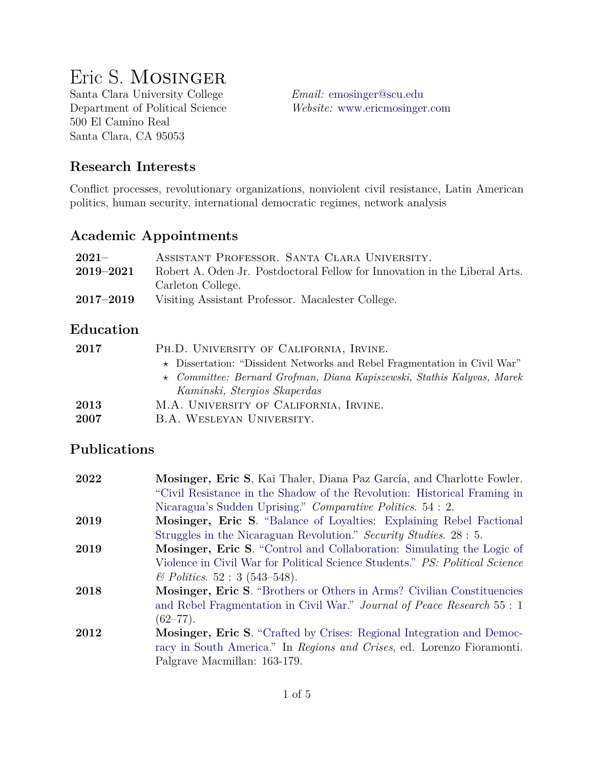# Eric S. Mosinger

Santa Clara University College
Department of Political Science
500 El Camino Real
Santa Clara, CA 95053

*Email:* emosinger@scu.edu
*Website:* www.ericmosinger.com

## Research Interests

Conflict processes, revolutionary organizations, nonviolent civil resistance, Latin American politics, human security, international democratic regimes, network analysis

## Academic Appointments

**2021–** Assistant Professor. Santa Clara University.

**2019–2021** Robert A. Oden Jr. Postdoctoral Fellow for Innovation in the Liberal Arts. Carleton College.

**2017–2019** Visiting Assistant Professor. Macalester College.

## Education

**2017** Ph.D. University of California, Irvine.
- ⋆ Dissertation: "Dissident Networks and Rebel Fragmentation in Civil War"
- ⋆ *Committee: Bernard Grofman, Diana Kapiszewski, Stathis Kalyvas, Marek Kaminski, Stergios Skaperdas*

**2013** M.A. University of California, Irvine.

**2007** B.A. Wesleyan University.

## Publications

**2022** **Mosinger, Eric S**, Kai Thaler, Diana Paz García, and Charlotte Fowler. "Civil Resistance in the Shadow of the Revolution: Historical Framing in Nicaragua's Sudden Uprising." *Comparative Politics*. 54 : 2.

**2019** **Mosinger, Eric S**. "Balance of Loyalties: Explaining Rebel Factional Struggles in the Nicaraguan Revolution." *Security Studies*. 28 : 5.

**2019** **Mosinger, Eric S**. "Control and Collaboration: Simulating the Logic of Violence in Civil War for Political Science Students." *PS: Political Science & Politics*. 52 : 3 (543–548).

**2018** **Mosinger, Eric S**. "Brothers or Others in Arms? Civilian Constituencies and Rebel Fragmentation in Civil War." *Journal of Peace Research* 55 : 1 (62–77).

**2012** **Mosinger, Eric S**. "Crafted by Crises: Regional Integration and Democracy in South America." In *Regions and Crises*, ed. Lorenzo Fioramonti. Palgrave Macmillan: 163-179.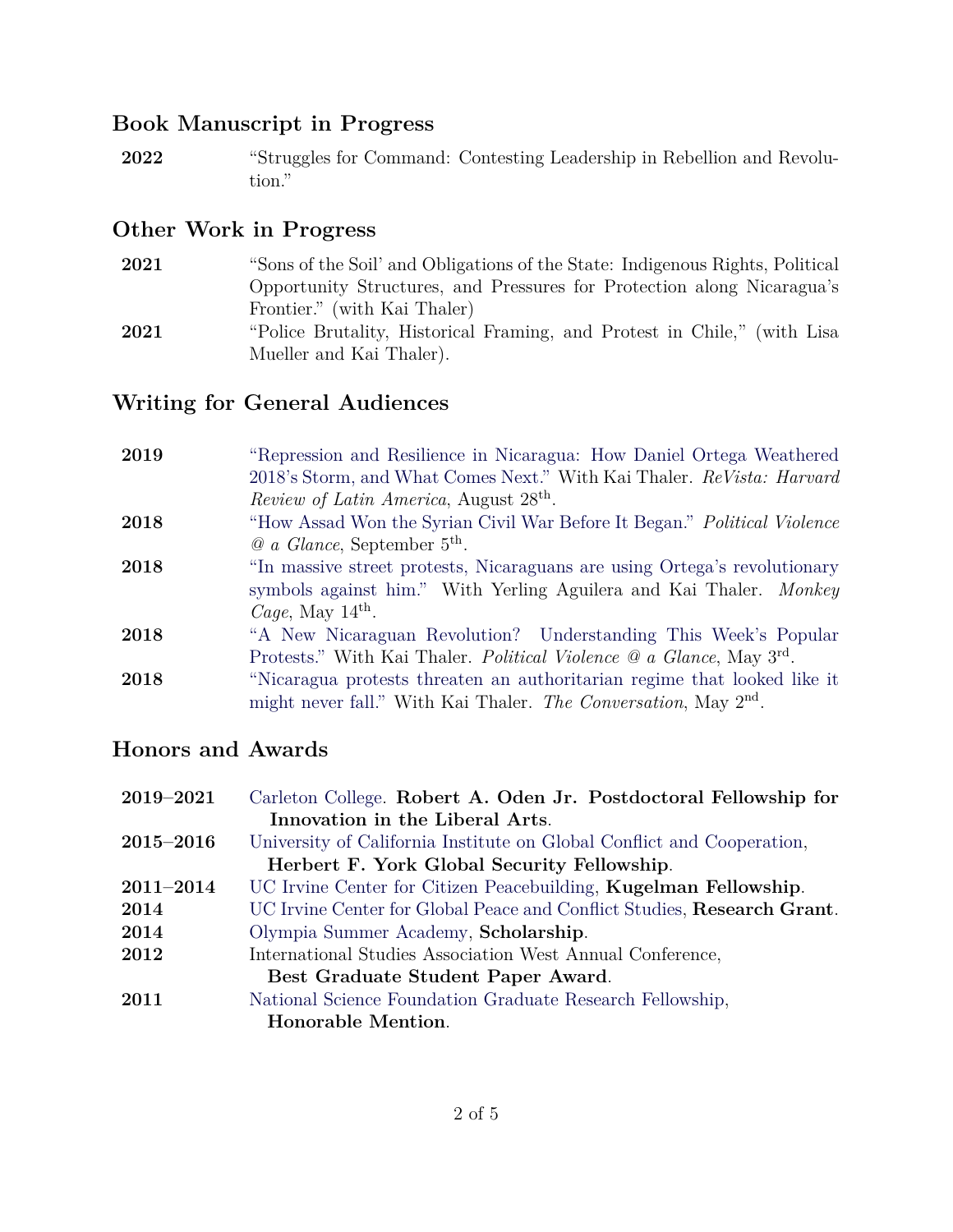## Book Manuscript in Progress

**2022** “Struggles for Command: Contesting Leadership in Rebellion and Revolution.”

## Other Work in Progress

**2021** “‘Sons of the Soil’ and Obligations of the State: Indigenous Rights, Political Opportunity Structures, and Pressures for Protection along Nicaragua’s Frontier.” (with Kai Thaler)

**2021** “Police Brutality, Historical Framing, and Protest in Chile,” (with Lisa Mueller and Kai Thaler).

## Writing for General Audiences

**2019** “Repression and Resilience in Nicaragua: How Daniel Ortega Weathered 2018’s Storm, and What Comes Next.” With Kai Thaler. *ReVista: Harvard Review of Latin America*, August 28th.

**2018** “How Assad Won the Syrian Civil War Before It Began.” *Political Violence @ a Glance*, September 5th.

**2018** “In massive street protests, Nicaraguans are using Ortega’s revolutionary symbols against him.” With Yerling Aguilera and Kai Thaler. *Monkey Cage*, May 14th.

**2018** “A New Nicaraguan Revolution? Understanding This Week’s Popular Protests.” With Kai Thaler. *Political Violence @ a Glance*, May 3rd.

**2018** “Nicaragua protests threaten an authoritarian regime that looked like it might never fall.” With Kai Thaler. *The Conversation*, May 2nd.

## Honors and Awards

**2019–2021** Carleton College. **Robert A. Oden Jr. Postdoctoral Fellowship for Innovation in the Liberal Arts**.

**2015–2016** University of California Institute on Global Conflict and Cooperation, **Herbert F. York Global Security Fellowship**.

**2011–2014** UC Irvine Center for Citizen Peacebuilding, **Kugelman Fellowship**.

**2014** UC Irvine Center for Global Peace and Conflict Studies, **Research Grant**.

**2014** Olympia Summer Academy, **Scholarship**.

**2012** International Studies Association West Annual Conference, **Best Graduate Student Paper Award**.

**2011** National Science Foundation Graduate Research Fellowship, **Honorable Mention**.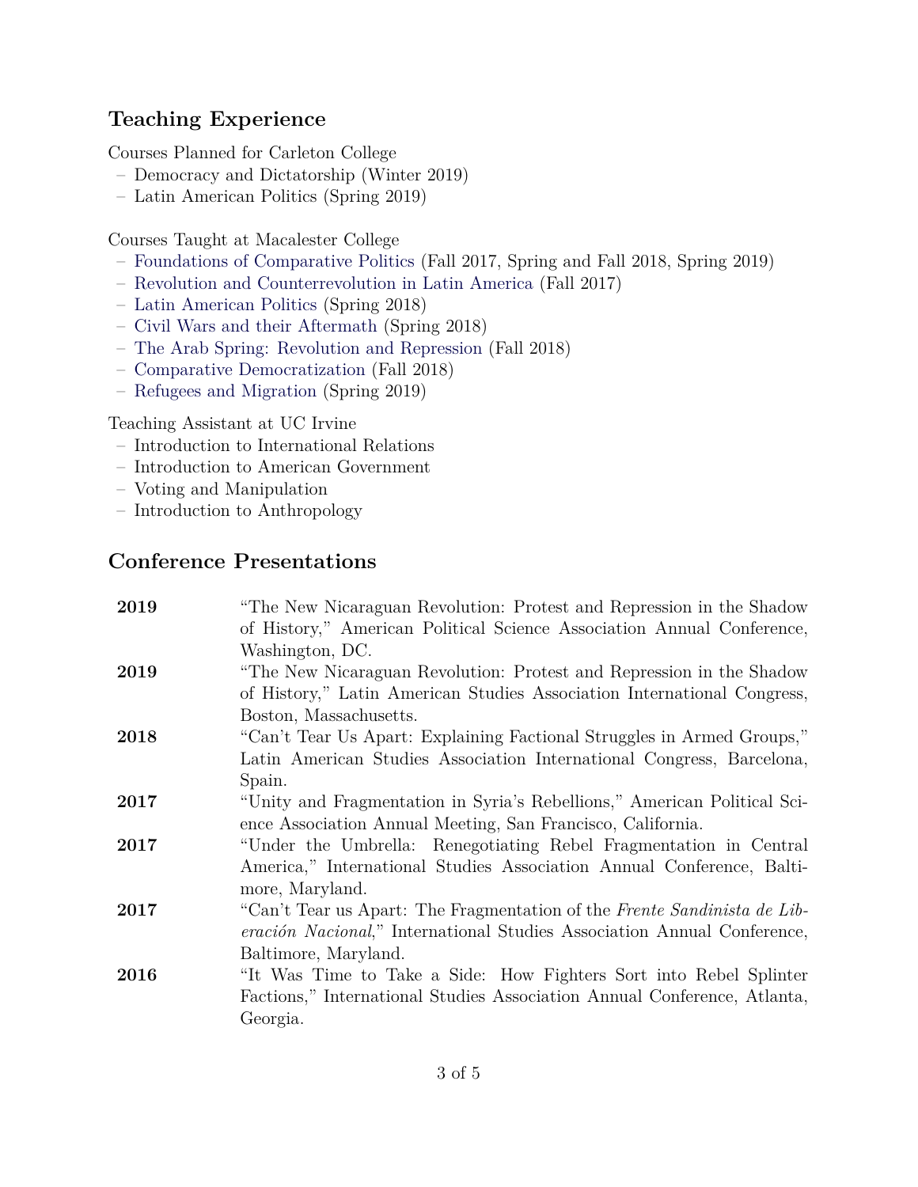## Teaching Experience

Courses Planned for Carleton College

- Democracy and Dictatorship (Winter 2019)
- Latin American Politics (Spring 2019)

Courses Taught at Macalester College

- Foundations of Comparative Politics (Fall 2017, Spring and Fall 2018, Spring 2019)
- Revolution and Counterrevolution in Latin America (Fall 2017)
- Latin American Politics (Spring 2018)
- Civil Wars and their Aftermath (Spring 2018)
- The Arab Spring: Revolution and Repression (Fall 2018)
- Comparative Democratization (Fall 2018)
- Refugees and Migration (Spring 2019)

Teaching Assistant at UC Irvine

- Introduction to International Relations
- Introduction to American Government
- Voting and Manipulation
- Introduction to Anthropology

## Conference Presentations

**2019** "The New Nicaraguan Revolution: Protest and Repression in the Shadow of History," American Political Science Association Annual Conference, Washington, DC.

**2019** "The New Nicaraguan Revolution: Protest and Repression in the Shadow of History," Latin American Studies Association International Congress, Boston, Massachusetts.

**2018** "Can't Tear Us Apart: Explaining Factional Struggles in Armed Groups," Latin American Studies Association International Congress, Barcelona, Spain.

**2017** "Unity and Fragmentation in Syria's Rebellions," American Political Science Association Annual Meeting, San Francisco, California.

**2017** "Under the Umbrella: Renegotiating Rebel Fragmentation in Central America," International Studies Association Annual Conference, Baltimore, Maryland.

**2017** "Can't Tear us Apart: The Fragmentation of the *Frente Sandinista de Liberación Nacional*," International Studies Association Annual Conference, Baltimore, Maryland.

**2016** "It Was Time to Take a Side: How Fighters Sort into Rebel Splinter Factions," International Studies Association Annual Conference, Atlanta, Georgia.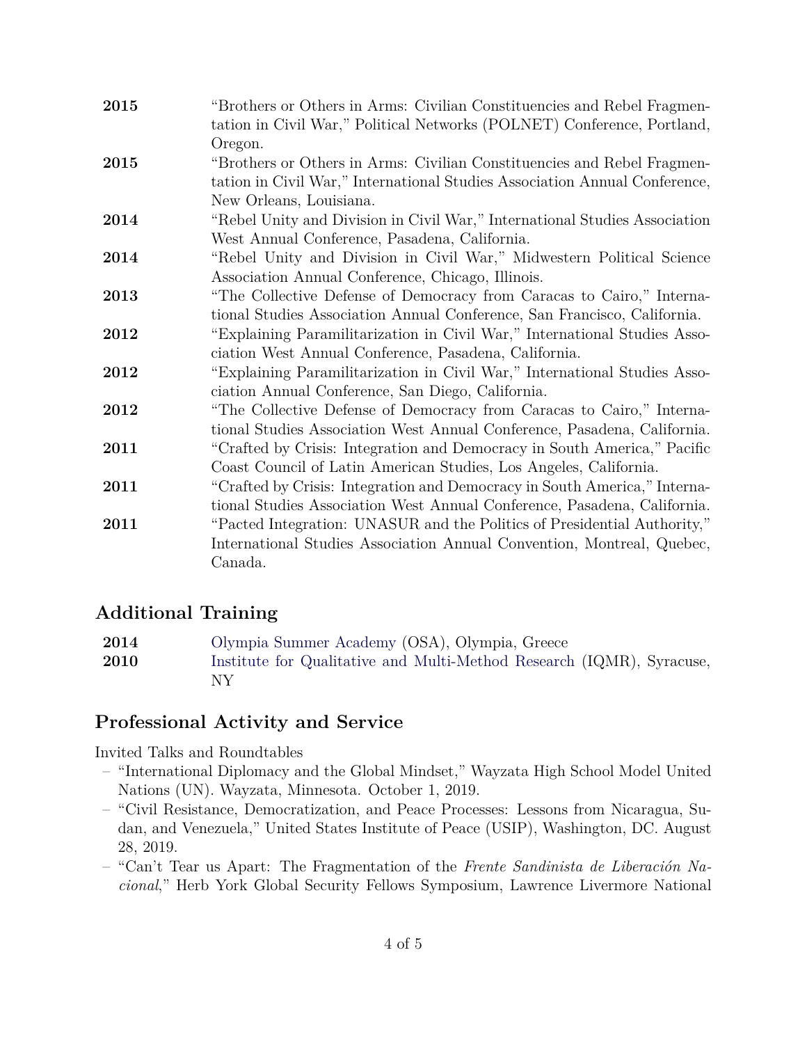**2015** "Brothers or Others in Arms: Civilian Constituencies and Rebel Fragmentation in Civil War," Political Networks (POLNET) Conference, Portland, Oregon.

**2015** "Brothers or Others in Arms: Civilian Constituencies and Rebel Fragmentation in Civil War," International Studies Association Annual Conference, New Orleans, Louisiana.

**2014** "Rebel Unity and Division in Civil War," International Studies Association West Annual Conference, Pasadena, California.

**2014** "Rebel Unity and Division in Civil War," Midwestern Political Science Association Annual Conference, Chicago, Illinois.

**2013** "The Collective Defense of Democracy from Caracas to Cairo," International Studies Association Annual Conference, San Francisco, California.

**2012** "Explaining Paramilitarization in Civil War," International Studies Association West Annual Conference, Pasadena, California.

**2012** "Explaining Paramilitarization in Civil War," International Studies Association Annual Conference, San Diego, California.

**2012** "The Collective Defense of Democracy from Caracas to Cairo," International Studies Association West Annual Conference, Pasadena, California.

**2011** "Crafted by Crisis: Integration and Democracy in South America," Pacific Coast Council of Latin American Studies, Los Angeles, California.

**2011** "Crafted by Crisis: Integration and Democracy in South America," International Studies Association West Annual Conference, Pasadena, California.

**2011** "Pacted Integration: UNASUR and the Politics of Presidential Authority," International Studies Association Annual Convention, Montreal, Quebec, Canada.

## Additional Training

**2014** Olympia Summer Academy (OSA), Olympia, Greece

**2010** Institute for Qualitative and Multi-Method Research (IQMR), Syracuse, NY

## Professional Activity and Service

Invited Talks and Roundtables

- "International Diplomacy and the Global Mindset," Wayzata High School Model United Nations (UN). Wayzata, Minnesota. October 1, 2019.
- "Civil Resistance, Democratization, and Peace Processes: Lessons from Nicaragua, Sudan, and Venezuela," United States Institute of Peace (USIP), Washington, DC. August 28, 2019.
- "Can't Tear us Apart: The Fragmentation of the *Frente Sandinista de Liberación Nacional*," Herb York Global Security Fellows Symposium, Lawrence Livermore National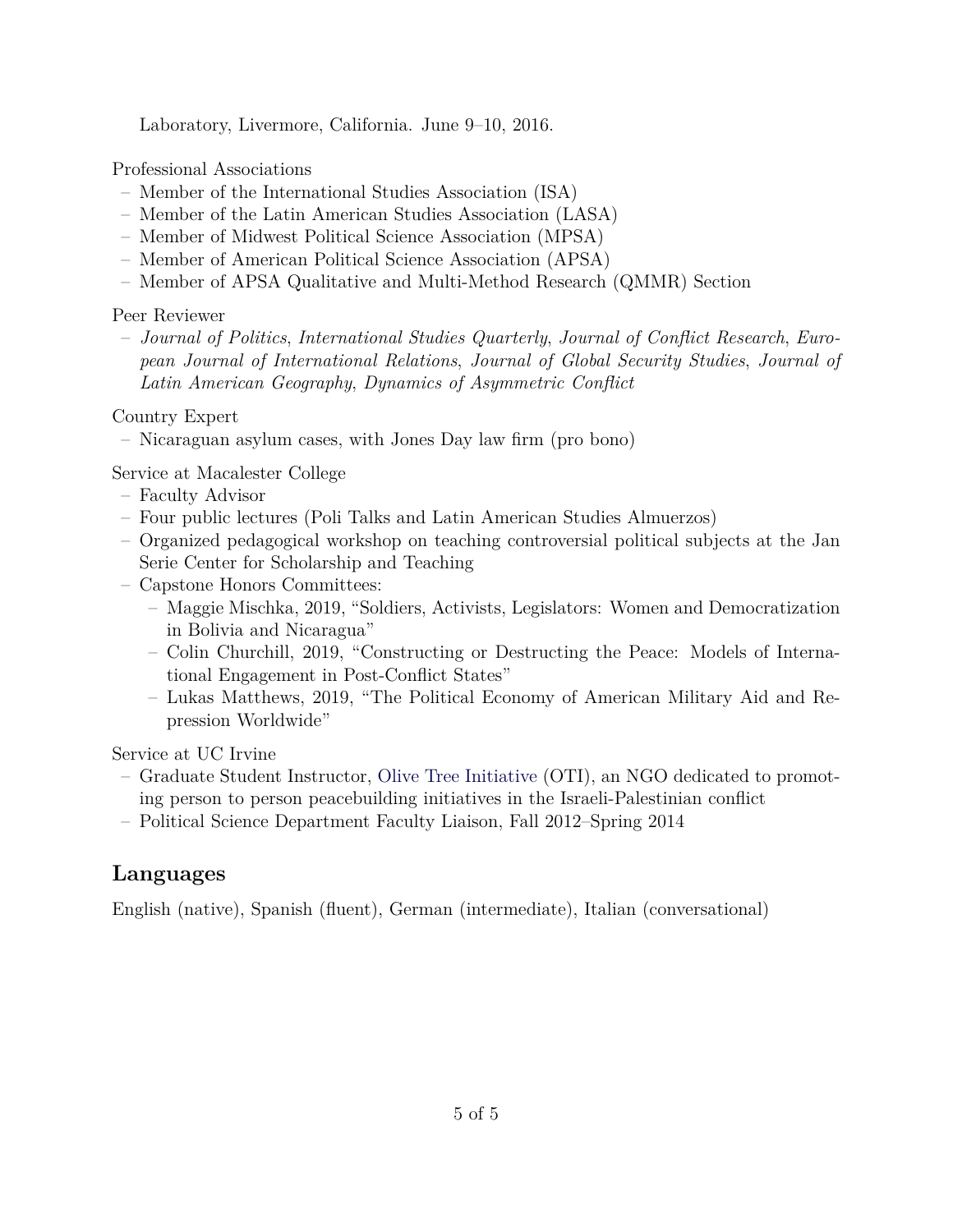Laboratory, Livermore, California. June 9–10, 2016.

Professional Associations

- Member of the International Studies Association (ISA)
- Member of the Latin American Studies Association (LASA)
- Member of Midwest Political Science Association (MPSA)
- Member of American Political Science Association (APSA)
- Member of APSA Qualitative and Multi-Method Research (QMMR) Section

Peer Reviewer

- *Journal of Politics*, *International Studies Quarterly*, *Journal of Conflict Research*, *European Journal of International Relations*, *Journal of Global Security Studies*, *Journal of Latin American Geography*, *Dynamics of Asymmetric Conflict*

Country Expert

- Nicaraguan asylum cases, with Jones Day law firm (pro bono)

Service at Macalester College

- Faculty Advisor
- Four public lectures (Poli Talks and Latin American Studies Almuerzos)
- Organized pedagogical workshop on teaching controversial political subjects at the Jan Serie Center for Scholarship and Teaching
- Capstone Honors Committees:
  - Maggie Mischka, 2019, "Soldiers, Activists, Legislators: Women and Democratization in Bolivia and Nicaragua"
  - Colin Churchill, 2019, "Constructing or Destructing the Peace: Models of International Engagement in Post-Conflict States"
  - Lukas Matthews, 2019, "The Political Economy of American Military Aid and Repression Worldwide"

Service at UC Irvine

- Graduate Student Instructor, Olive Tree Initiative (OTI), an NGO dedicated to promoting person to person peacebuilding initiatives in the Israeli-Palestinian conflict
- Political Science Department Faculty Liaison, Fall 2012–Spring 2014

## Languages

English (native), Spanish (fluent), German (intermediate), Italian (conversational)